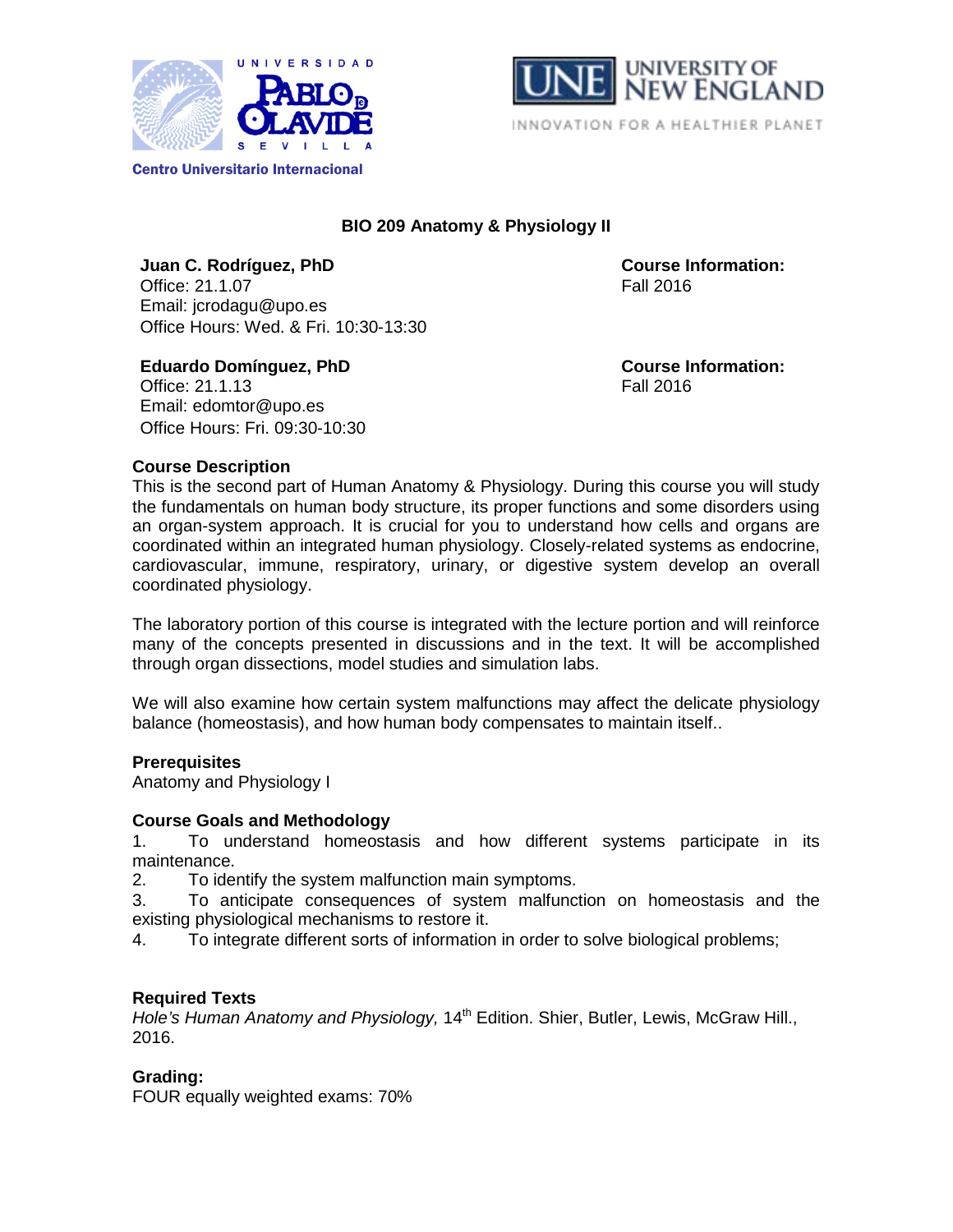Universidad Pablo de Olavide, Sevilla — Centro Universitario Internacional

University of New England — Innovation for a Healthier Planet

# BIO 209 Anatomy & Physiology II

**Juan C. Rodríguez, PhD**
Office: 21.1.07
Email: jcrodagu@upo.es
Office Hours: Wed. & Fri. 10:30-13:30

**Course Information:**
Fall 2016

**Eduardo Domínguez, PhD**
Office: 21.1.13
Email: edomtor@upo.es
Office Hours: Fri. 09:30-10:30

**Course Information:**
Fall 2016

## Course Description

This is the second part of Human Anatomy & Physiology. During this course you will study the fundamentals on human body structure, its proper functions and some disorders using an organ-system approach. It is crucial for you to understand how cells and organs are coordinated within an integrated human physiology. Closely-related systems as endocrine, cardiovascular, immune, respiratory, urinary, or digestive system develop an overall coordinated physiology.

The laboratory portion of this course is integrated with the lecture portion and will reinforce many of the concepts presented in discussions and in the text. It will be accomplished through organ dissections, model studies and simulation labs.

We will also examine how certain system malfunctions may affect the delicate physiology balance (homeostasis), and how human body compensates to maintain itself..

## Prerequisites

Anatomy and Physiology I

## Course Goals and Methodology

1. To understand homeostasis and how different systems participate in its maintenance.
2. To identify the system malfunction main symptoms.
3. To anticipate consequences of system malfunction on homeostasis and the existing physiological mechanisms to restore it.
4. To integrate different sorts of information in order to solve biological problems;

## Required Texts

*Hole's Human Anatomy and Physiology,* 14th Edition. Shier, Butler, Lewis, McGraw Hill., 2016.

## Grading:

FOUR equally weighted exams: 70%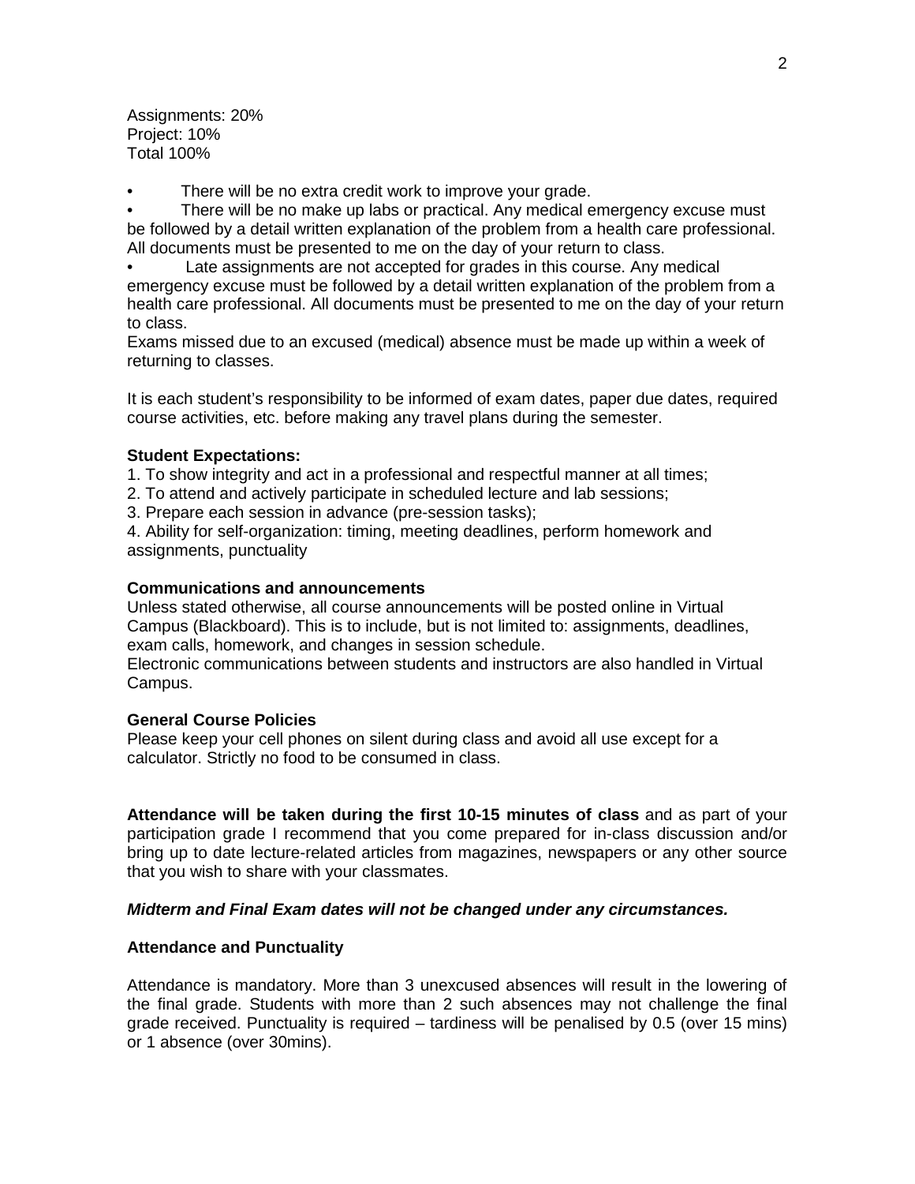Assignments: 20%
Project: 10%
Total 100%

- There will be no extra credit work to improve your grade.
- There will be no make up labs or practical. Any medical emergency excuse must be followed by a detail written explanation of the problem from a health care professional. All documents must be presented to me on the day of your return to class.
- Late assignments are not accepted for grades in this course. Any medical emergency excuse must be followed by a detail written explanation of the problem from a health care professional. All documents must be presented to me on the day of your return to class.

Exams missed due to an excused (medical) absence must be made up within a week of returning to classes.

It is each student's responsibility to be informed of exam dates, paper due dates, required course activities, etc. before making any travel plans during the semester.

**Student Expectations:**

1. To show integrity and act in a professional and respectful manner at all times;
2. To attend and actively participate in scheduled lecture and lab sessions;
3. Prepare each session in advance (pre-session tasks);
4. Ability for self-organization: timing, meeting deadlines, perform homework and assignments, punctuality

**Communications and announcements**

Unless stated otherwise, all course announcements will be posted online in Virtual Campus (Blackboard). This is to include, but is not limited to: assignments, deadlines, exam calls, homework, and changes in session schedule.
Electronic communications between students and instructors are also handled in Virtual Campus.

**General Course Policies**

Please keep your cell phones on silent during class and avoid all use except for a calculator. Strictly no food to be consumed in class.

**Attendance will be taken during the first 10-15 minutes of class** and as part of your participation grade I recommend that you come prepared for in-class discussion and/or bring up to date lecture-related articles from magazines, newspapers or any other source that you wish to share with your classmates.

***Midterm and Final Exam dates will not be changed under any circumstances.***

**Attendance and Punctuality**

Attendance is mandatory. More than 3 unexcused absences will result in the lowering of the final grade. Students with more than 2 such absences may not challenge the final grade received. Punctuality is required – tardiness will be penalised by 0.5 (over 15 mins) or 1 absence (over 30mins).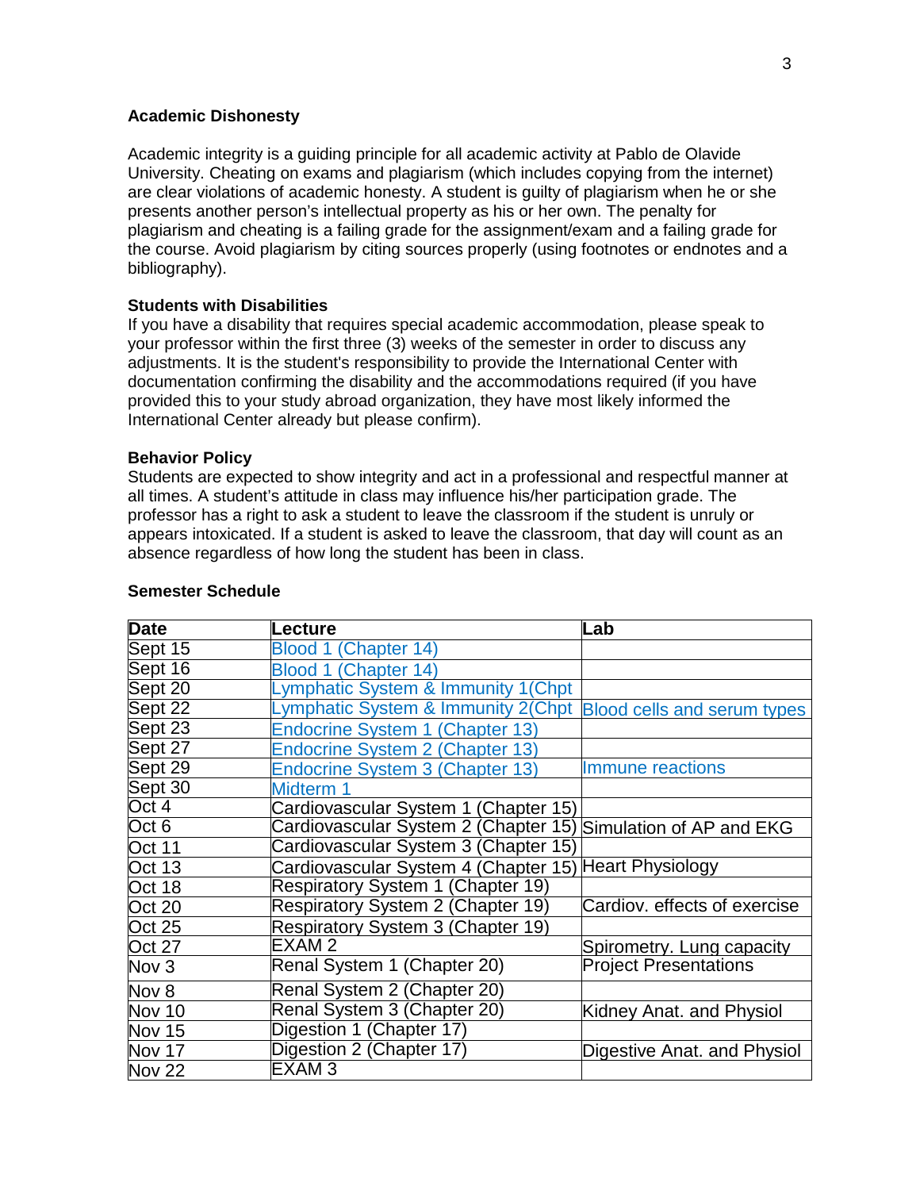### Academic Dishonesty

Academic integrity is a guiding principle for all academic activity at Pablo de Olavide University. Cheating on exams and plagiarism (which includes copying from the internet) are clear violations of academic honesty. A student is guilty of plagiarism when he or she presents another person's intellectual property as his or her own. The penalty for plagiarism and cheating is a failing grade for the assignment/exam and a failing grade for the course. Avoid plagiarism by citing sources properly (using footnotes or endnotes and a bibliography).

### Students with Disabilities

If you have a disability that requires special academic accommodation, please speak to your professor within the first three (3) weeks of the semester in order to discuss any adjustments. It is the student's responsibility to provide the International Center with documentation confirming the disability and the accommodations required (if you have provided this to your study abroad organization, they have most likely informed the International Center already but please confirm).

### Behavior Policy

Students are expected to show integrity and act in a professional and respectful manner at all times. A student's attitude in class may influence his/her participation grade. The professor has a right to ask a student to leave the classroom if the student is unruly or appears intoxicated. If a student is asked to leave the classroom, that day will count as an absence regardless of how long the student has been in class.

### Semester Schedule

| Date | Lecture | Lab |
|---|---|---|
| Sept 15 | Blood 1 (Chapter 14) | |
| Sept 16 | Blood 1 (Chapter 14) | |
| Sept 20 | Lymphatic System & Immunity 1(Chpt | |
| Sept 22 | Lymphatic System & Immunity 2(Chpt | Blood cells and serum types |
| Sept 23 | Endocrine System 1 (Chapter 13) | |
| Sept 27 | Endocrine System 2 (Chapter 13) | |
| Sept 29 | Endocrine System 3 (Chapter 13) | Immune reactions |
| Sept 30 | Midterm 1 | |
| Oct 4 | Cardiovascular System 1 (Chapter 15) | |
| Oct 6 | Cardiovascular System 2 (Chapter 15) | Simulation of AP and EKG |
| Oct 11 | Cardiovascular System 3 (Chapter 15) | |
| Oct 13 | Cardiovascular System 4 (Chapter 15) | Heart Physiology |
| Oct 18 | Respiratory System 1 (Chapter 19) | |
| Oct 20 | Respiratory System 2 (Chapter 19) | Cardiov. effects of exercise |
| Oct 25 | Respiratory System 3 (Chapter 19) | |
| Oct 27 | EXAM 2 | Spirometry. Lung capacity |
| Nov 3 | Renal System 1 (Chapter 20) | Project Presentations |
| Nov 8 | Renal System 2 (Chapter 20) | |
| Nov 10 | Renal System 3 (Chapter 20) | Kidney Anat. and Physiol |
| Nov 15 | Digestion 1 (Chapter 17) | |
| Nov 17 | Digestion 2 (Chapter 17) | Digestive Anat. and Physiol |
| Nov 22 | EXAM 3 | |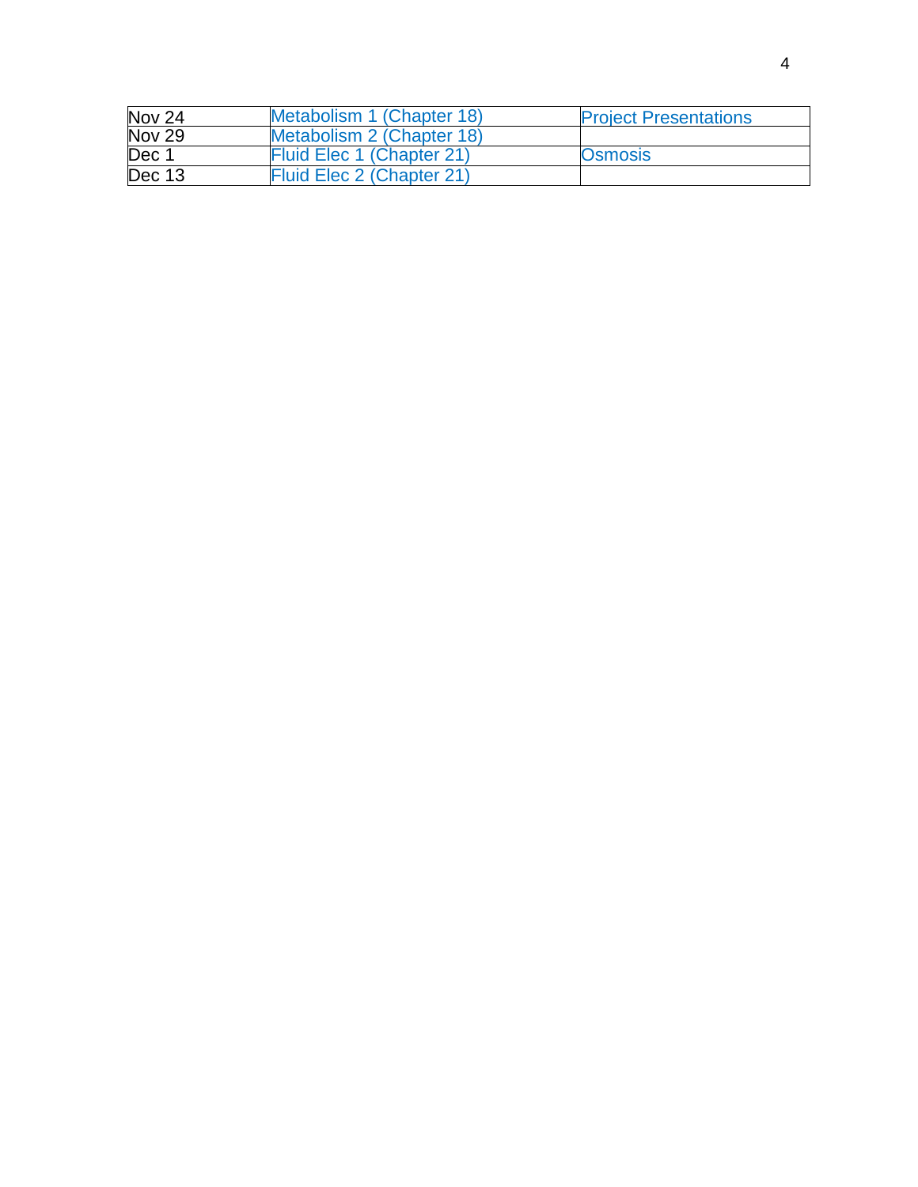| | | |
|---|---|---|
| Nov 24 | Metabolism 1 (Chapter 18) | Project Presentations |
| Nov 29 | Metabolism 2 (Chapter 18) | |
| Dec 1 | Fluid Elec 1 (Chapter 21) | Osmosis |
| Dec 13 | Fluid Elec 2 (Chapter 21) | |